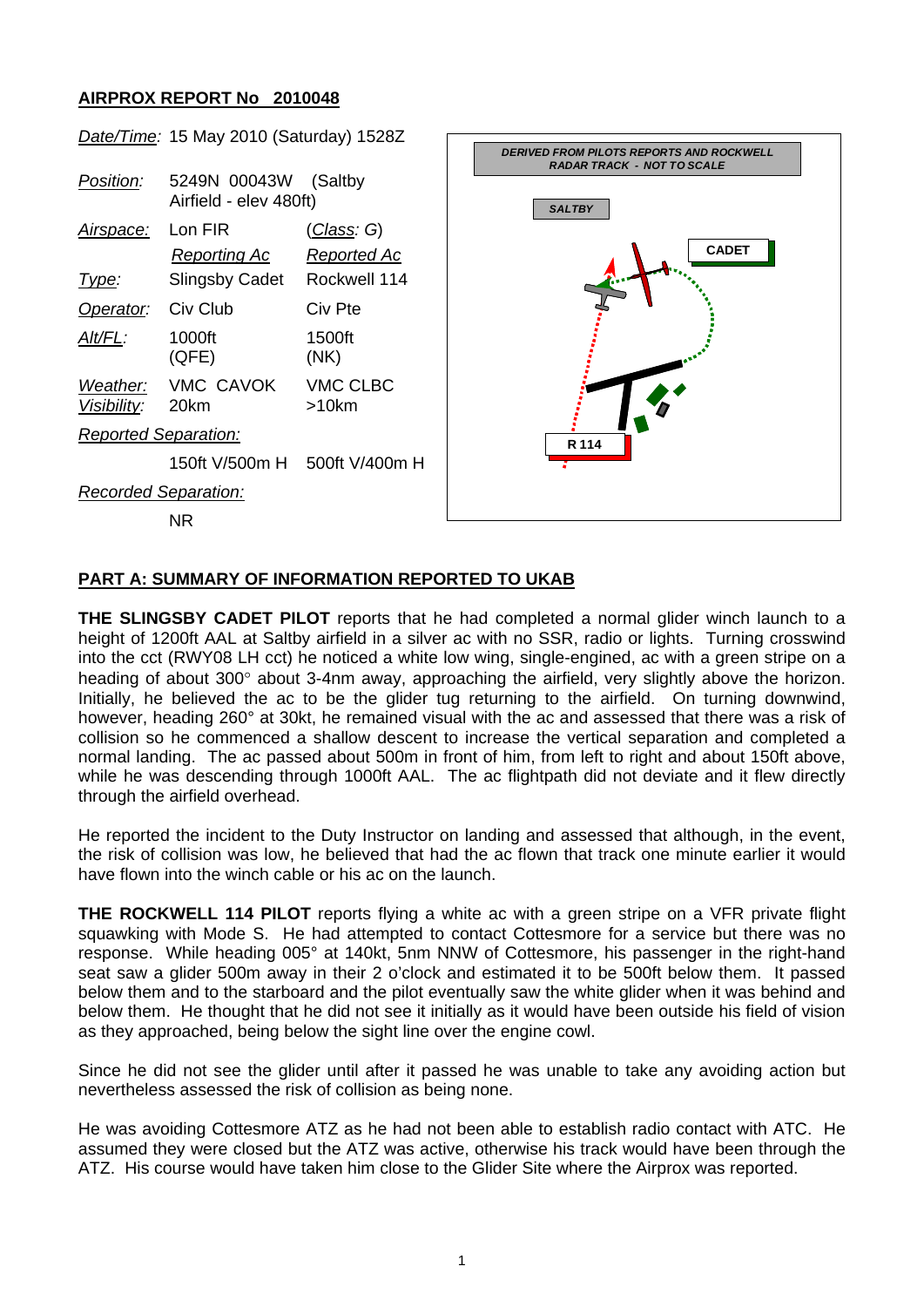## AIRPROX REPORT No 2010048

| | | |
|---|---|---|
| *Date/Time:* | 15 May 2010 (Saturday) 1528Z | |
| *Position:* | 5249N 00043W (Saltby Airfield - elev 480ft) | |
| *Airspace:* | Lon FIR | (*Class*: G) |
| | *Reporting Ac* | *Reported Ac* |
| *Type:* | Slingsby Cadet | Rockwell 114 |
| *Operator:* | Civ Club | Civ Pte |
| *Alt/FL:* | 1000ft (QFE) | 1500ft (NK) |
| *Weather:* *Visibility:* | VMC CAVOK 20km | VMC CLBC >10km |
| *Reported Separation:* | | |
| | 150ft V/500m H | 500ft V/400m H |
| *Recorded Separation:* | | |
| | NR | |

DERIVED FROM PILOTS REPORTS AND ROCKWELL RADAR TRACK - NOT TO SCALE

SALTBY

CADET

R 114

### PART A: SUMMARY OF INFORMATION REPORTED TO UKAB

**THE SLINGSBY CADET PILOT** reports that he had completed a normal glider winch launch to a height of 1200ft AAL at Saltby airfield in a silver ac with no SSR, radio or lights. Turning crosswind into the cct (RWY08 LH cct) he noticed a white low wing, single-engined, ac with a green stripe on a heading of about 300° about 3-4nm away, approaching the airfield, very slightly above the horizon. Initially, he believed the ac to be the glider tug returning to the airfield. On turning downwind, however, heading 260° at 30kt, he remained visual with the ac and assessed that there was a risk of collision so he commenced a shallow descent to increase the vertical separation and completed a normal landing. The ac passed about 500m in front of him, from left to right and about 150ft above, while he was descending through 1000ft AAL. The ac flightpath did not deviate and it flew directly through the airfield overhead.

He reported the incident to the Duty Instructor on landing and assessed that although, in the event, the risk of collision was low, he believed that had the ac flown that track one minute earlier it would have flown into the winch cable or his ac on the launch.

**THE ROCKWELL 114 PILOT** reports flying a white ac with a green stripe on a VFR private flight squawking with Mode S. He had attempted to contact Cottesmore for a service but there was no response. While heading 005° at 140kt, 5nm NNW of Cottesmore, his passenger in the right-hand seat saw a glider 500m away in their 2 o'clock and estimated it to be 500ft below them. It passed below them and to the starboard and the pilot eventually saw the white glider when it was behind and below them. He thought that he did not see it initially as it would have been outside his field of vision as they approached, being below the sight line over the engine cowl.

Since he did not see the glider until after it passed he was unable to take any avoiding action but nevertheless assessed the risk of collision as being none.

He was avoiding Cottesmore ATZ as he had not been able to establish radio contact with ATC. He assumed they were closed but the ATZ was active, otherwise his track would have been through the ATZ. His course would have taken him close to the Glider Site where the Airprox was reported.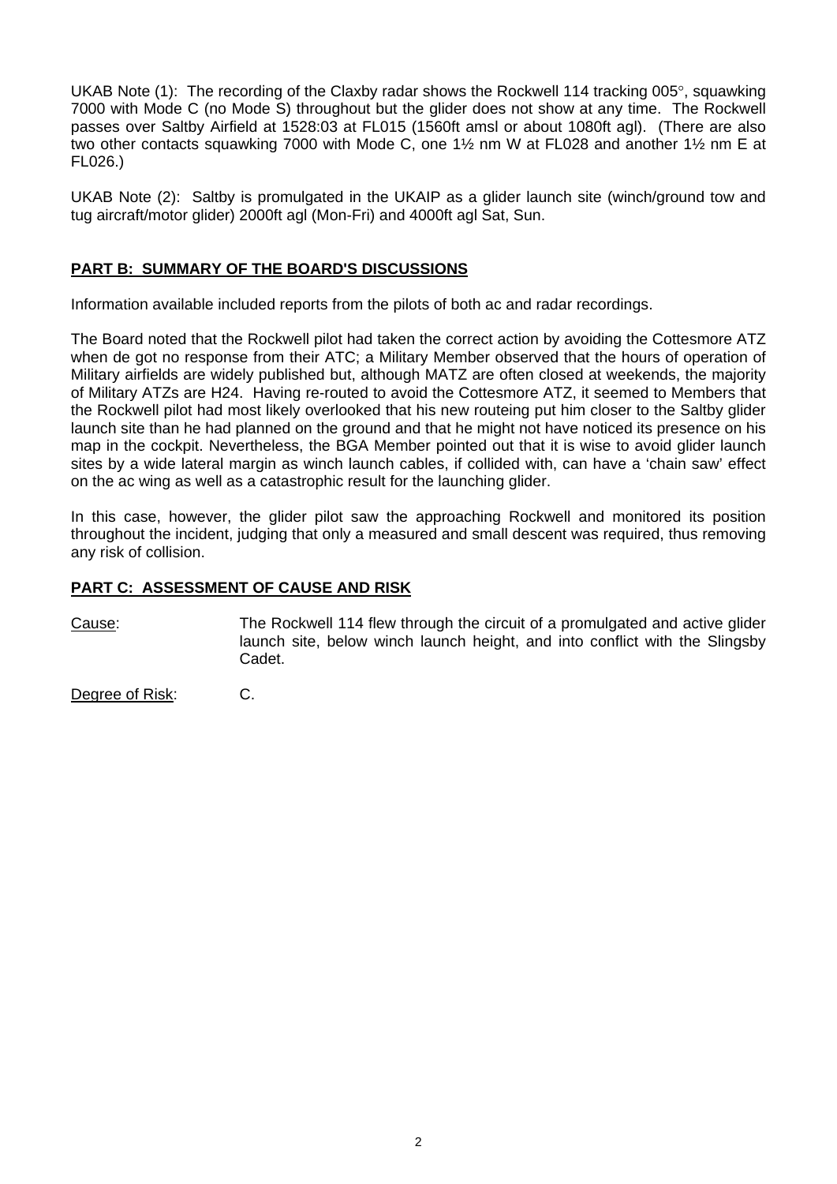UKAB Note (1): The recording of the Claxby radar shows the Rockwell 114 tracking 005°, squawking 7000 with Mode C (no Mode S) throughout but the glider does not show at any time. The Rockwell passes over Saltby Airfield at 1528:03 at FL015 (1560ft amsl or about 1080ft agl). (There are also two other contacts squawking 7000 with Mode C, one 1½ nm W at FL028 and another 1½ nm E at FL026.)

UKAB Note (2): Saltby is promulgated in the UKAIP as a glider launch site (winch/ground tow and tug aircraft/motor glider) 2000ft agl (Mon-Fri) and 4000ft agl Sat, Sun.

## PART B: SUMMARY OF THE BOARD'S DISCUSSIONS

Information available included reports from the pilots of both ac and radar recordings.

The Board noted that the Rockwell pilot had taken the correct action by avoiding the Cottesmore ATZ when de got no response from their ATC; a Military Member observed that the hours of operation of Military airfields are widely published but, although MATZ are often closed at weekends, the majority of Military ATZs are H24. Having re-routed to avoid the Cottesmore ATZ, it seemed to Members that the Rockwell pilot had most likely overlooked that his new routeing put him closer to the Saltby glider launch site than he had planned on the ground and that he might not have noticed its presence on his map in the cockpit. Nevertheless, the BGA Member pointed out that it is wise to avoid glider launch sites by a wide lateral margin as winch launch cables, if collided with, can have a 'chain saw' effect on the ac wing as well as a catastrophic result for the launching glider.

In this case, however, the glider pilot saw the approaching Rockwell and monitored its position throughout the incident, judging that only a measured and small descent was required, thus removing any risk of collision.

## PART C: ASSESSMENT OF CAUSE AND RISK

Cause: The Rockwell 114 flew through the circuit of a promulgated and active glider launch site, below winch launch height, and into conflict with the Slingsby Cadet.

Degree of Risk: C.